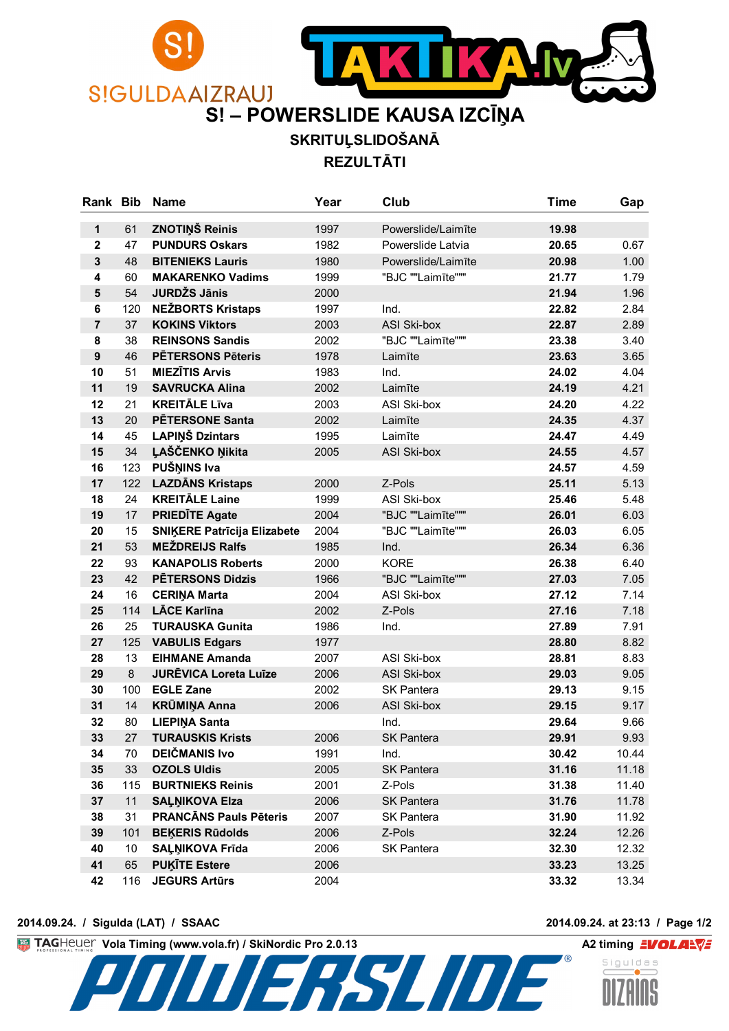S!GULDAAIZRAUJ

TAKTIKA.lv

# S! – POWERSLIDE KAUSA IZCĪŅA

## SKRITUĻSLIDOŠANĀ

## REZULTĀTI

| Rank | Bib | Name | Year | Club | Time | Gap |
|---|---|---|---|---|---|---|
| 1 | 61 | **ZNOTIŅŠ Reinis** | 1997 | Powerslide/Laimīte | **19.98** | |
| 2 | 47 | **PUNDURS Oskars** | 1982 | Powerslide Latvia | **20.65** | 0.67 |
| 3 | 48 | **BITENIEKS Lauris** | 1980 | Powerslide/Laimīte | **20.98** | 1.00 |
| 4 | 60 | **MAKARENKO Vadims** | 1999 | "BJC ""Laimīte""" | **21.77** | 1.79 |
| 5 | 54 | **JURDŽS Jānis** | 2000 | | **21.94** | 1.96 |
| 6 | 120 | **NEŽBORTS Kristaps** | 1997 | Ind. | **22.82** | 2.84 |
| 7 | 37 | **KOKINS Viktors** | 2003 | ASI Ski-box | **22.87** | 2.89 |
| 8 | 38 | **REINSONS Sandis** | 2002 | "BJC ""Laimīte""" | **23.38** | 3.40 |
| 9 | 46 | **PĒTERSONS Pēteris** | 1978 | Laimīte | **23.63** | 3.65 |
| 10 | 51 | **MIEZĪTIS Arvis** | 1983 | Ind. | **24.02** | 4.04 |
| 11 | 19 | **SAVRUCKA Alina** | 2002 | Laimīte | **24.19** | 4.21 |
| 12 | 21 | **KREITĀLE Līva** | 2003 | ASI Ski-box | **24.20** | 4.22 |
| 13 | 20 | **PĒTERSONE Santa** | 2002 | Laimīte | **24.35** | 4.37 |
| 14 | 45 | **LAPIŅŠ Dzintars** | 1995 | Laimīte | **24.47** | 4.49 |
| 15 | 34 | **ĻAŠČENKO Ņikita** | 2005 | ASI Ski-box | **24.55** | 4.57 |
| 16 | 123 | **PUŠŅINS Iva** | | | **24.57** | 4.59 |
| 17 | 122 | **LAZDĀNS Kristaps** | 2000 | Z-Pols | **25.11** | 5.13 |
| 18 | 24 | **KREITĀLE Laine** | 1999 | ASI Ski-box | **25.46** | 5.48 |
| 19 | 17 | **PRIEDĪTE Agate** | 2004 | "BJC ""Laimīte""" | **26.01** | 6.03 |
| 20 | 15 | **SNIĶERE Patrīcija Elizabete** | 2004 | "BJC ""Laimīte""" | **26.03** | 6.05 |
| 21 | 53 | **MEŽDREIJS Ralfs** | 1985 | Ind. | **26.34** | 6.36 |
| 22 | 93 | **KANAPOLIS Roberts** | 2000 | KORE | **26.38** | 6.40 |
| 23 | 42 | **PĒTERSONS Didzis** | 1966 | "BJC ""Laimīte""" | **27.03** | 7.05 |
| 24 | 16 | **CERIŅA Marta** | 2004 | ASI Ski-box | **27.12** | 7.14 |
| 25 | 114 | **LĀCE Karlīna** | 2002 | Z-Pols | **27.16** | 7.18 |
| 26 | 25 | **TURAUSKA Gunita** | 1986 | Ind. | **27.89** | 7.91 |
| 27 | 125 | **VABULIS Edgars** | 1977 | | **28.80** | 8.82 |
| 28 | 13 | **EIHMANE Amanda** | 2007 | ASI Ski-box | **28.81** | 8.83 |
| 29 | 8 | **JURĒVICA Loreta Luīze** | 2006 | ASI Ski-box | **29.03** | 9.05 |
| 30 | 100 | **EGLE Zane** | 2002 | SK Pantera | **29.13** | 9.15 |
| 31 | 14 | **KRŪMIŅA Anna** | 2006 | ASI Ski-box | **29.15** | 9.17 |
| 32 | 80 | **LIEPIŅA Santa** | | Ind. | **29.64** | 9.66 |
| 33 | 27 | **TURAUSKIS Krists** | 2006 | SK Pantera | **29.91** | 9.93 |
| 34 | 70 | **DEIČMANIS Ivo** | 1991 | Ind. | **30.42** | 10.44 |
| 35 | 33 | **OZOLS Uldis** | 2005 | SK Pantera | **31.16** | 11.18 |
| 36 | 115 | **BURTNIEKS Reinis** | 2001 | Z-Pols | **31.38** | 11.40 |
| 37 | 11 | **SAĻŅIKOVA Elza** | 2006 | SK Pantera | **31.76** | 11.78 |
| 38 | 31 | **PRANCĀNS Pauls Pēteris** | 2007 | SK Pantera | **31.90** | 11.92 |
| 39 | 101 | **BEĶERIS Rūdolds** | 2006 | Z-Pols | **32.24** | 12.26 |
| 40 | 10 | **SAĻŅIKOVA Frīda** | 2006 | SK Pantera | **32.30** | 12.32 |
| 41 | 65 | **PUĶĪTE Estere** | 2006 | | **33.23** | 13.25 |
| 42 | 116 | **JEGURS Artūrs** | 2004 | | **33.32** | 13.34 |

**2014.09.24. / Sigulda (LAT) / SSAAC** — **2014.09.24. at 23:13**

TAGHeuer **Vola Timing (www.vola.fr) / SkiNordic Pro 2.0.13** — **A2 timing**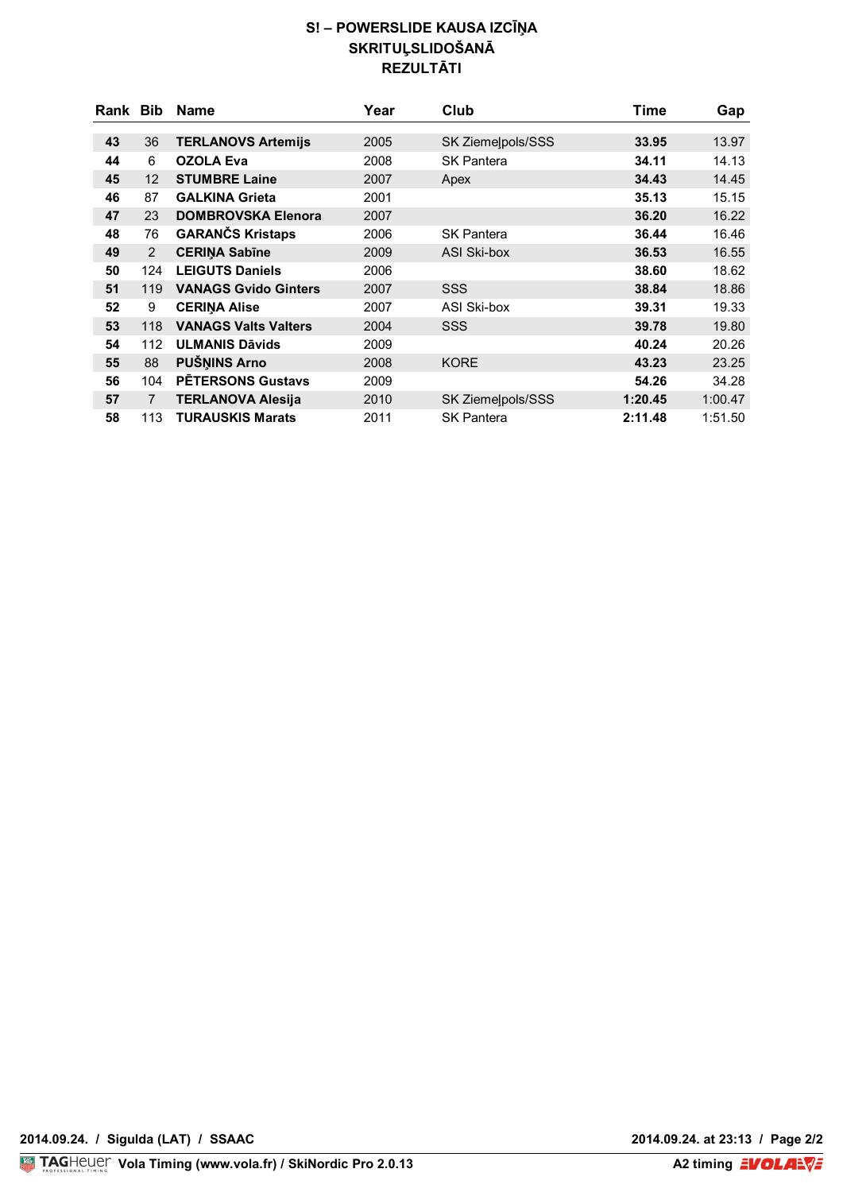# S! – POWERSLIDE KAUSA IZCĪŅA
## SKRITUĻSLIDOŠANĀ
## REZULTĀTI

| Rank | Bib | Name | Year | Club | Time | Gap |
|---|---|---|---|---|---|---|
| **43** | 36 | **TERLANOVS Artemijs** | 2005 | SK Ziemeļpols/SSS | **33.95** | 13.97 |
| **44** | 6 | **OZOLA Eva** | 2008 | SK Pantera | **34.11** | 14.13 |
| **45** | 12 | **STUMBRE Laine** | 2007 | Apex | **34.43** | 14.45 |
| **46** | 87 | **GALKINA Grieta** | 2001 | | **35.13** | 15.15 |
| **47** | 23 | **DOMBROVSKA Elenora** | 2007 | | **36.20** | 16.22 |
| **48** | 76 | **GARANČS Kristaps** | 2006 | SK Pantera | **36.44** | 16.46 |
| **49** | 2 | **CERIŅA Sabīne** | 2009 | ASI Ski-box | **36.53** | 16.55 |
| **50** | 124 | **LEIGUTS Daniels** | 2006 | | **38.60** | 18.62 |
| **51** | 119 | **VANAGS Gvido Ginters** | 2007 | SSS | **38.84** | 18.86 |
| **52** | 9 | **CERIŅA Alise** | 2007 | ASI Ski-box | **39.31** | 19.33 |
| **53** | 118 | **VANAGS Valts Valters** | 2004 | SSS | **39.78** | 19.80 |
| **54** | 112 | **ULMANIS Dāvids** | 2009 | | **40.24** | 20.26 |
| **55** | 88 | **PUŠŅINS Arno** | 2008 | KORE | **43.23** | 23.25 |
| **56** | 104 | **PĒTERSONS Gustavs** | 2009 | | **54.26** | 34.28 |
| **57** | 7 | **TERLANOVA Alesija** | 2010 | SK Ziemeļpols/SSS | **1:20.45** | 1:00.47 |
| **58** | 113 | **TURAUSKIS Marats** | 2011 | SK Pantera | **2:11.48** | 1:51.50 |